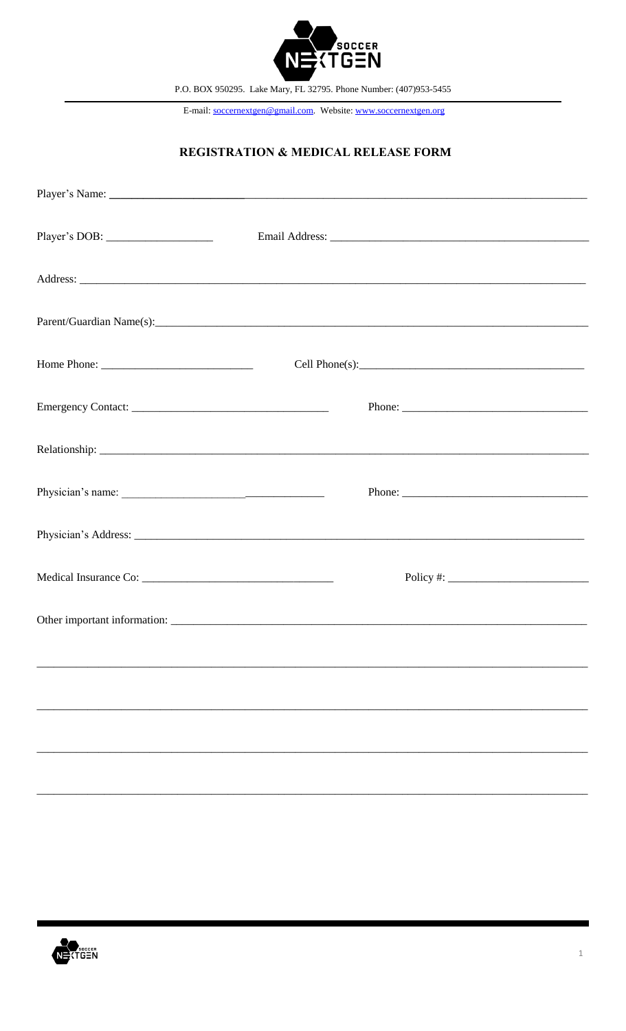P.O. BOX 950295. Lake Mary, FL 32795. Phone Number: (407)953-5455

E-mail: soccernextgen@gmail.com. Website: www.soccernextgen.org

## REGISTRATION & MEDICAL RELEASE FORM

Player's Name: ___________________________________________________________________________

Player's DOB: __________________ Email Address: _____________________________________________

Address: _______________________________________________________________________________

Parent/Guardian Name(s): _________________________________________________________________

Home Phone: __________________________ Cell Phone(s): ________________________________________

Emergency Contact: _________________________________ Phone: ________________________________

Relationship: ____________________________________________________________________________

Physician's name: __________________________________ Phone: ________________________________

Physician's Address: ______________________________________________________________________

Medical Insurance Co: ________________________________ Policy #: ______________________________

Other important information: ______________________________________________________________

_________________________________________________________________________________________

_________________________________________________________________________________________

_________________________________________________________________________________________

_________________________________________________________________________________________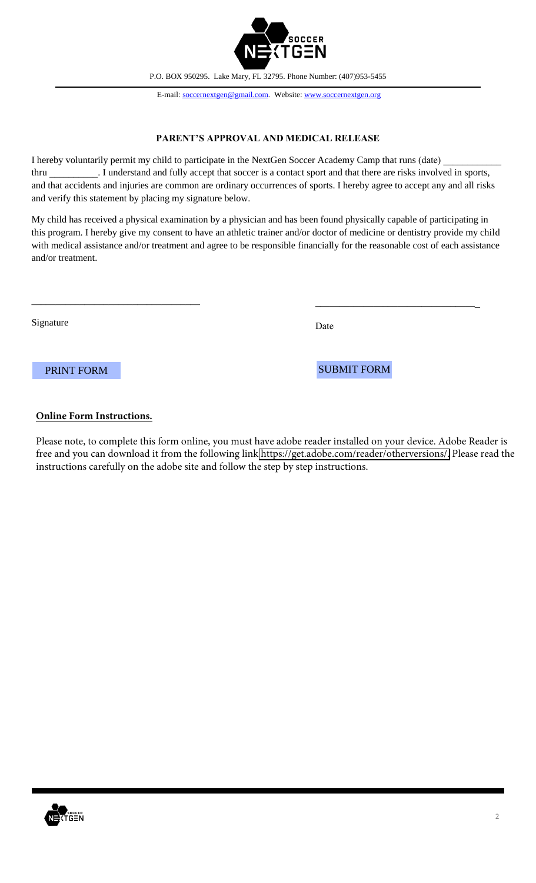P.O. BOX 950295. Lake Mary, FL 32795. Phone Number: (407)953-5455

E-mail: soccernextgen@gmail.com. Website: www.soccernextgen.org

## PARENT'S APPROVAL AND MEDICAL RELEASE

I hereby voluntarily permit my child to participate in the NextGen Soccer Academy Camp that runs (date) ___________ thru _________. I understand and fully accept that soccer is a contact sport and that there are risks involved in sports, and that accidents and injuries are common are ordinary occurrences of sports. I hereby agree to accept any and all risks and verify this statement by placing my signature below.

My child has received a physical examination by a physician and has been found physically capable of participating in this program. I hereby give my consent to have an athletic trainer and/or doctor of medicine or dentistry provide my child with medical assistance and/or treatment and agree to be responsible financially for the reasonable cost of each assistance and/or treatment.

_________________________________ _________________________________

Signature Date

PRINT FORM SUBMIT FORM

**Online Form Instructions.**

Please note, to complete this form online, you must have adobe reader installed on your device. Adobe Reader is free and you can download it from the following link https://get.adobe.com/reader/otherversions/. Please read the instructions carefully on the adobe site and follow the step by step instructions.